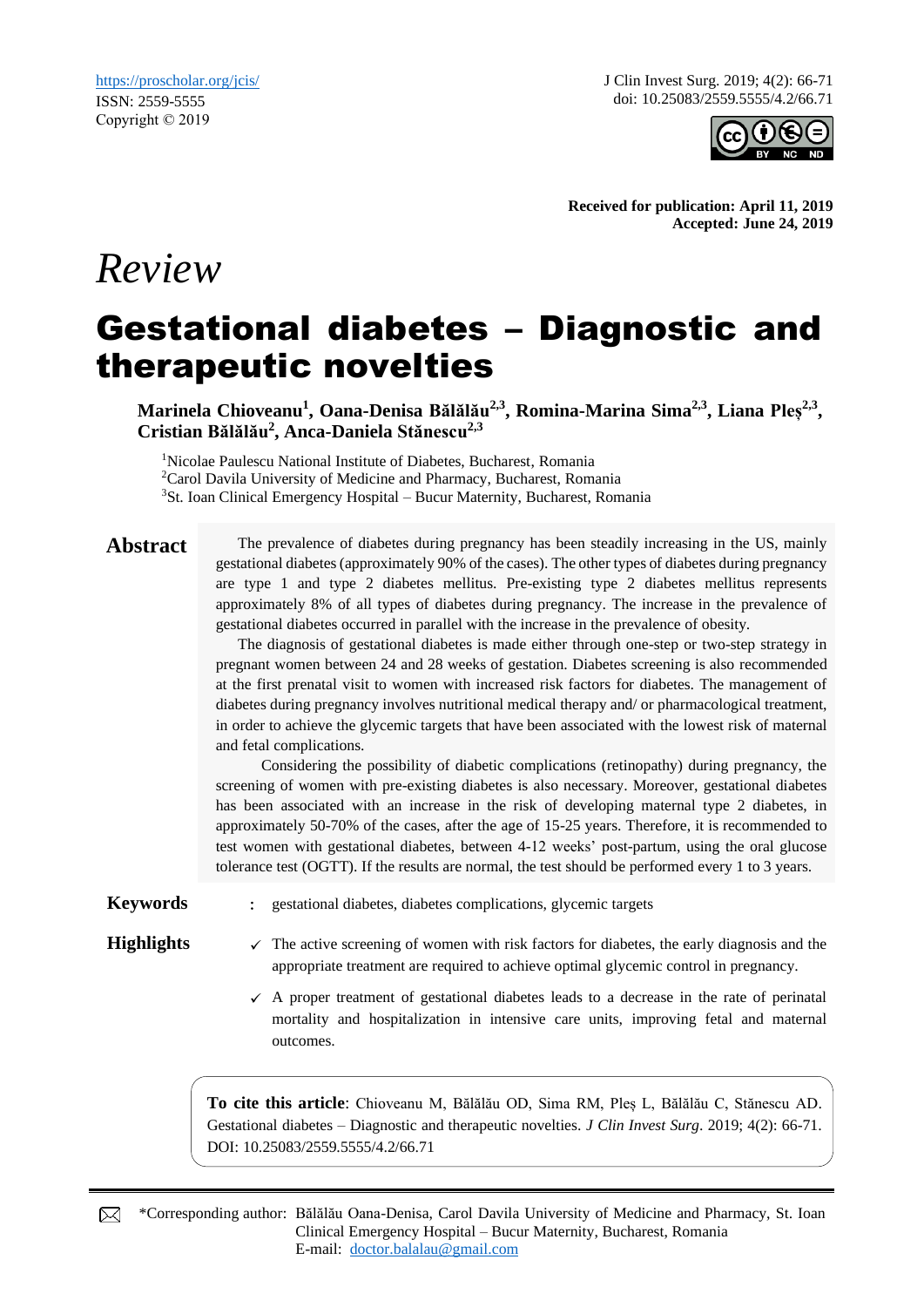https://proscholar.org/jcis/
ISSN: 2559-5555
Copyright © 2019

J Clin Invest Surg. 2019; 4(2): 66-71
doi: 10.25083/2559.5555/4.2/66.71

**Received for publication: April 11, 2019**
**Accepted: June 24, 2019**

*Review*

# Gestational diabetes – Diagnostic and therapeutic novelties

**Marinela Chioveanu[1], Oana-Denisa Bălălău[2,3], Romina-Marina Sima[2,3], Liana Pleș[2,3], Cristian Bălălău[2], Anca-Daniela Stănescu[2,3]**

[1]Nicolae Paulescu National Institute of Diabetes, Bucharest, Romania
[2]Carol Davila University of Medicine and Pharmacy, Bucharest, Romania
[3]St. Ioan Clinical Emergency Hospital – Bucur Maternity, Bucharest, Romania

## Abstract

The prevalence of diabetes during pregnancy has been steadily increasing in the US, mainly gestational diabetes (approximately 90% of the cases). The other types of diabetes during pregnancy are type 1 and type 2 diabetes mellitus. Pre-existing type 2 diabetes mellitus represents approximately 8% of all types of diabetes during pregnancy. The increase in the prevalence of gestational diabetes occurred in parallel with the increase in the prevalence of obesity.

The diagnosis of gestational diabetes is made either through one-step or two-step strategy in pregnant women between 24 and 28 weeks of gestation. Diabetes screening is also recommended at the first prenatal visit to women with increased risk factors for diabetes. The management of diabetes during pregnancy involves nutritional medical therapy and/ or pharmacological treatment, in order to achieve the glycemic targets that have been associated with the lowest risk of maternal and fetal complications.

Considering the possibility of diabetic complications (retinopathy) during pregnancy, the screening of women with pre-existing diabetes is also necessary. Moreover, gestational diabetes has been associated with an increase in the risk of developing maternal type 2 diabetes, in approximately 50-70% of the cases, after the age of 15-25 years. Therefore, it is recommended to test women with gestational diabetes, between 4-12 weeks' post-partum, using the oral glucose tolerance test (OGTT). If the results are normal, the test should be performed every 1 to 3 years.

**Keywords** : gestational diabetes, diabetes complications, glycemic targets

**Highlights**

- ✓ The active screening of women with risk factors for diabetes, the early diagnosis and the appropriate treatment are required to achieve optimal glycemic control in pregnancy.
- ✓ A proper treatment of gestational diabetes leads to a decrease in the rate of perinatal mortality and hospitalization in intensive care units, improving fetal and maternal outcomes.

**To cite this article**: Chioveanu M, Bălălău OD, Sima RM, Pleș L, Bălălău C, Stănescu AD. Gestational diabetes – Diagnostic and therapeutic novelties. *J Clin Invest Surg*. 2019; 4(2): 66-71. DOI: 10.25083/2559.5555/4.2/66.71

*Corresponding author: Bălălău Oana-Denisa, Carol Davila University of Medicine and Pharmacy, St. Ioan Clinical Emergency Hospital – Bucur Maternity, Bucharest, Romania
E-mail: doctor.balalau@gmail.com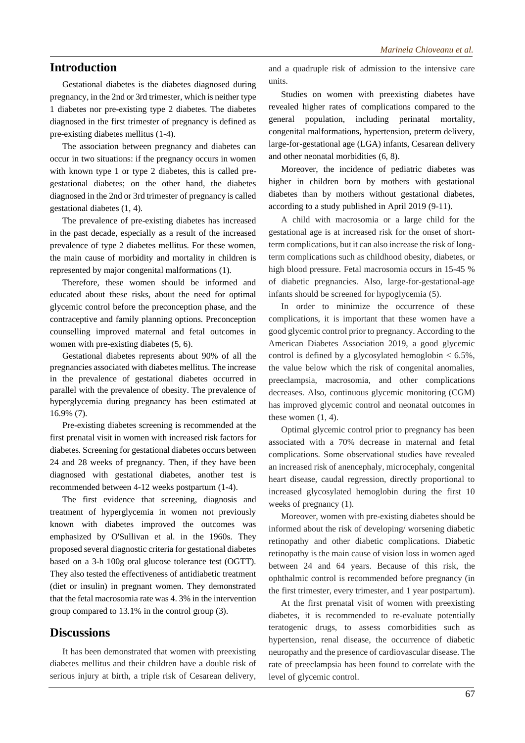## Introduction

Gestational diabetes is the diabetes diagnosed during pregnancy, in the 2nd or 3rd trimester, which is neither type 1 diabetes nor pre-existing type 2 diabetes. The diabetes diagnosed in the first trimester of pregnancy is defined as pre-existing diabetes mellitus (1-4).

The association between pregnancy and diabetes can occur in two situations: if the pregnancy occurs in women with known type 1 or type 2 diabetes, this is called pre-gestational diabetes; on the other hand, the diabetes diagnosed in the 2nd or 3rd trimester of pregnancy is called gestational diabetes (1, 4).

The prevalence of pre-existing diabetes has increased in the past decade, especially as a result of the increased prevalence of type 2 diabetes mellitus. For these women, the main cause of morbidity and mortality in children is represented by major congenital malformations (1).

Therefore, these women should be informed and educated about these risks, about the need for optimal glycemic control before the preconception phase, and the contraceptive and family planning options. Preconception counselling improved maternal and fetal outcomes in women with pre-existing diabetes (5, 6).

Gestational diabetes represents about 90% of all the pregnancies associated with diabetes mellitus. The increase in the prevalence of gestational diabetes occurred in parallel with the prevalence of obesity. The prevalence of hyperglycemia during pregnancy has been estimated at 16.9% (7).

Pre-existing diabetes screening is recommended at the first prenatal visit in women with increased risk factors for diabetes. Screening for gestational diabetes occurs between 24 and 28 weeks of pregnancy. Then, if they have been diagnosed with gestational diabetes, another test is recommended between 4-12 weeks postpartum (1-4).

The first evidence that screening, diagnosis and treatment of hyperglycemia in women not previously known with diabetes improved the outcomes was emphasized by O'Sullivan et al. in the 1960s. They proposed several diagnostic criteria for gestational diabetes based on a 3-h 100g oral glucose tolerance test (OGTT). They also tested the effectiveness of antidiabetic treatment (diet or insulin) in pregnant women. They demonstrated that the fetal macrosomia rate was 4. 3% in the intervention group compared to 13.1% in the control group (3).

## Discussions

It has been demonstrated that women with preexisting diabetes mellitus and their children have a double risk of serious injury at birth, a triple risk of Cesarean delivery, and a quadruple risk of admission to the intensive care units.

Studies on women with preexisting diabetes have revealed higher rates of complications compared to the general population, including perinatal mortality, congenital malformations, hypertension, preterm delivery, large-for-gestational age (LGA) infants, Cesarean delivery and other neonatal morbidities (6, 8).

Moreover, the incidence of pediatric diabetes was higher in children born by mothers with gestational diabetes than by mothers without gestational diabetes, according to a study published in April 2019 (9-11).

A child with macrosomia or a large child for the gestational age is at increased risk for the onset of short-term complications, but it can also increase the risk of long-term complications such as childhood obesity, diabetes, or high blood pressure. Fetal macrosomia occurs in 15-45 % of diabetic pregnancies. Also, large-for-gestational-age infants should be screened for hypoglycemia (5).

In order to minimize the occurrence of these complications, it is important that these women have a good glycemic control prior to pregnancy. According to the American Diabetes Association 2019, a good glycemic control is defined by a glycosylated hemoglobin $< 6.5\%$, the value below which the risk of congenital anomalies, preeclampsia, macrosomia, and other complications decreases. Also, continuous glycemic monitoring (CGM) has improved glycemic control and neonatal outcomes in these women (1, 4).

Optimal glycemic control prior to pregnancy has been associated with a 70% decrease in maternal and fetal complications. Some observational studies have revealed an increased risk of anencephaly, microcephaly, congenital heart disease, caudal regression, directly proportional to increased glycosylated hemoglobin during the first 10 weeks of pregnancy (1).

Moreover, women with pre-existing diabetes should be informed about the risk of developing/ worsening diabetic retinopathy and other diabetic complications. Diabetic retinopathy is the main cause of vision loss in women aged between 24 and 64 years. Because of this risk, the ophthalmic control is recommended before pregnancy (in the first trimester, every trimester, and 1 year postpartum).

At the first prenatal visit of women with preexisting diabetes, it is recommended to re-evaluate potentially teratogenic drugs, to assess comorbidities such as hypertension, renal disease, the occurrence of diabetic neuropathy and the presence of cardiovascular disease. The rate of preeclampsia has been found to correlate with the level of glycemic control.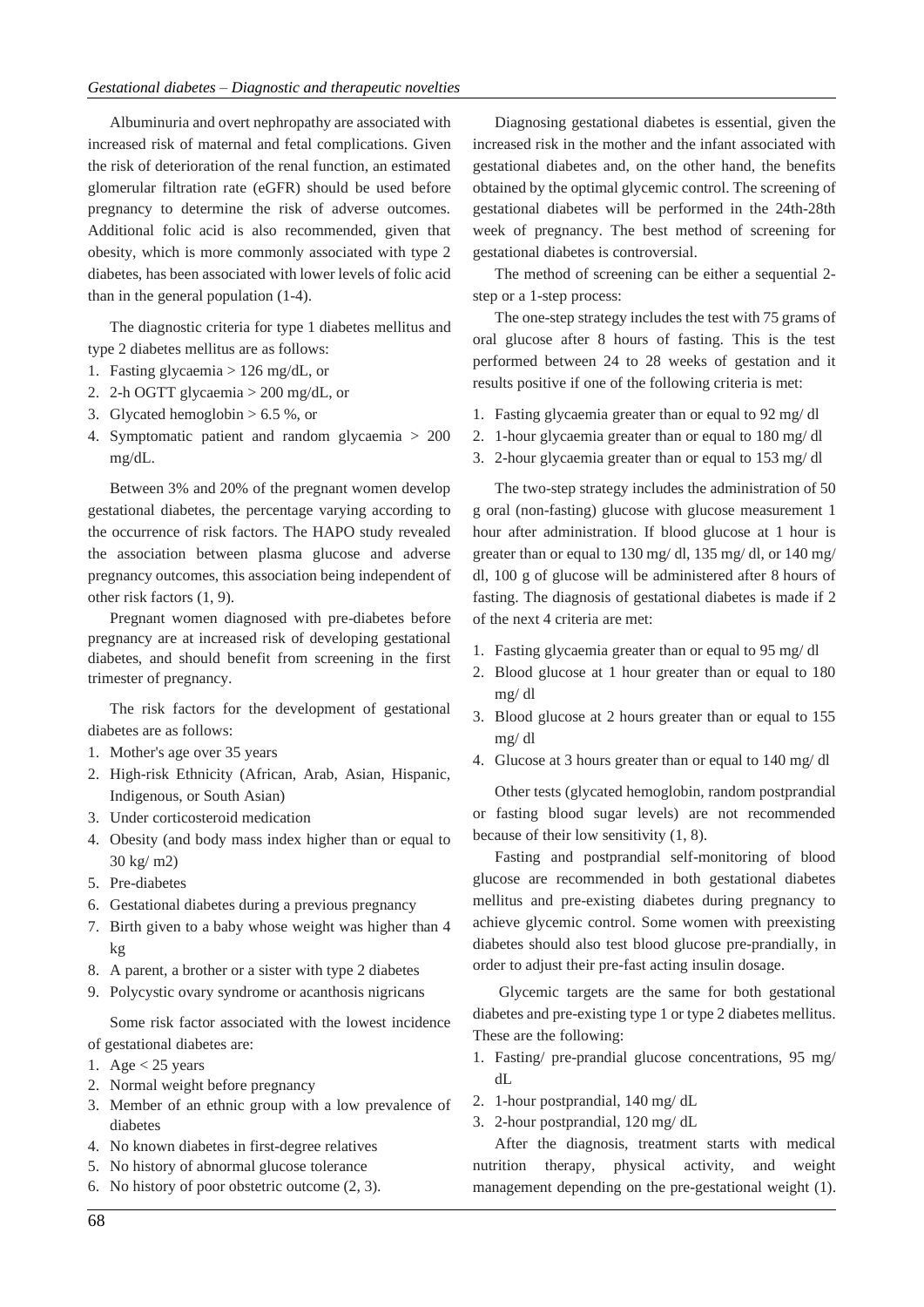Albuminuria and overt nephropathy are associated with increased risk of maternal and fetal complications. Given the risk of deterioration of the renal function, an estimated glomerular filtration rate (eGFR) should be used before pregnancy to determine the risk of adverse outcomes. Additional folic acid is also recommended, given that obesity, which is more commonly associated with type 2 diabetes, has been associated with lower levels of folic acid than in the general population (1-4).

The diagnostic criteria for type 1 diabetes mellitus and type 2 diabetes mellitus are as follows:

1. Fasting glycaemia > 126 mg/dL, or
2. 2-h OGTT glycaemia > 200 mg/dL, or
3. Glycated hemoglobin > 6.5 %, or
4. Symptomatic patient and random glycaemia > 200 mg/dL.

Between 3% and 20% of the pregnant women develop gestational diabetes, the percentage varying according to the occurrence of risk factors. The HAPO study revealed the association between plasma glucose and adverse pregnancy outcomes, this association being independent of other risk factors (1, 9).

Pregnant women diagnosed with pre-diabetes before pregnancy are at increased risk of developing gestational diabetes, and should benefit from screening in the first trimester of pregnancy.

The risk factors for the development of gestational diabetes are as follows:

1. Mother's age over 35 years
2. High-risk Ethnicity (African, Arab, Asian, Hispanic, Indigenous, or South Asian)
3. Under corticosteroid medication
4. Obesity (and body mass index higher than or equal to 30 kg/ m2)
5. Pre-diabetes
6. Gestational diabetes during a previous pregnancy
7. Birth given to a baby whose weight was higher than 4 kg
8. A parent, a brother or a sister with type 2 diabetes
9. Polycystic ovary syndrome or acanthosis nigricans

Some risk factor associated with the lowest incidence of gestational diabetes are:

1. Age < 25 years
2. Normal weight before pregnancy
3. Member of an ethnic group with a low prevalence of diabetes
4. No known diabetes in first-degree relatives
5. No history of abnormal glucose tolerance
6. No history of poor obstetric outcome (2, 3).

Diagnosing gestational diabetes is essential, given the increased risk in the mother and the infant associated with gestational diabetes and, on the other hand, the benefits obtained by the optimal glycemic control. The screening of gestational diabetes will be performed in the 24th-28th week of pregnancy. The best method of screening for gestational diabetes is controversial.

The method of screening can be either a sequential 2-step or a 1-step process:

The one-step strategy includes the test with 75 grams of oral glucose after 8 hours of fasting. This is the test performed between 24 to 28 weeks of gestation and it results positive if one of the following criteria is met:

1. Fasting glycaemia greater than or equal to 92 mg/ dl
2. 1-hour glycaemia greater than or equal to 180 mg/ dl
3. 2-hour glycaemia greater than or equal to 153 mg/ dl

The two-step strategy includes the administration of 50 g oral (non-fasting) glucose with glucose measurement 1 hour after administration. If blood glucose at 1 hour is greater than or equal to 130 mg/ dl, 135 mg/ dl, or 140 mg/ dl, 100 g of glucose will be administered after 8 hours of fasting. The diagnosis of gestational diabetes is made if 2 of the next 4 criteria are met:

1. Fasting glycaemia greater than or equal to 95 mg/ dl
2. Blood glucose at 1 hour greater than or equal to 180 mg/ dl
3. Blood glucose at 2 hours greater than or equal to 155 mg/ dl
4. Glucose at 3 hours greater than or equal to 140 mg/ dl

Other tests (glycated hemoglobin, random postprandial or fasting blood sugar levels) are not recommended because of their low sensitivity (1, 8).

Fasting and postprandial self-monitoring of blood glucose are recommended in both gestational diabetes mellitus and pre-existing diabetes during pregnancy to achieve glycemic control. Some women with preexisting diabetes should also test blood glucose pre-prandially, in order to adjust their pre-fast acting insulin dosage.

Glycemic targets are the same for both gestational diabetes and pre-existing type 1 or type 2 diabetes mellitus. These are the following:

1. Fasting/ pre-prandial glucose concentrations, 95 mg/ dL
2. 1-hour postprandial, 140 mg/ dL
3. 2-hour postprandial, 120 mg/ dL

After the diagnosis, treatment starts with medical nutrition therapy, physical activity, and weight management depending on the pre-gestational weight (1).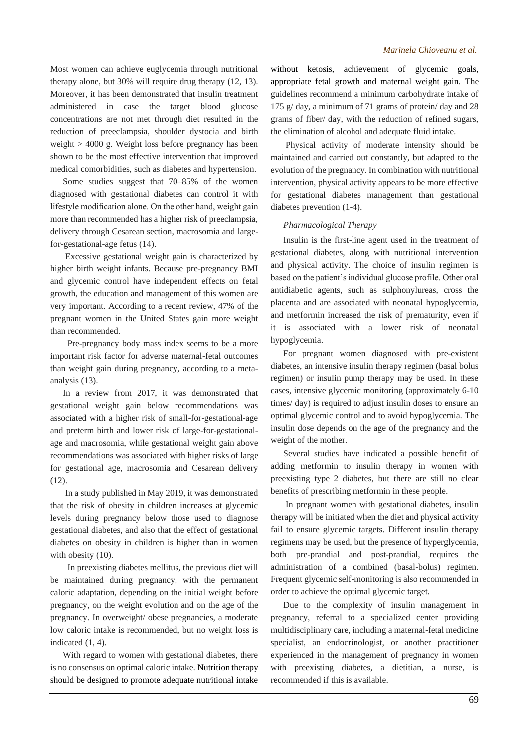Most women can achieve euglycemia through nutritional therapy alone, but 30% will require drug therapy (12, 13). Moreover, it has been demonstrated that insulin treatment administered in case the target blood glucose concentrations are not met through diet resulted in the reduction of preeclampsia, shoulder dystocia and birth weight > 4000 g. Weight loss before pregnancy has been shown to be the most effective intervention that improved medical comorbidities, such as diabetes and hypertension.

Some studies suggest that 70–85% of the women diagnosed with gestational diabetes can control it with lifestyle modification alone. On the other hand, weight gain more than recommended has a higher risk of preeclampsia, delivery through Cesarean section, macrosomia and large-for-gestational-age fetus (14).

Excessive gestational weight gain is characterized by higher birth weight infants. Because pre-pregnancy BMI and glycemic control have independent effects on fetal growth, the education and management of this women are very important. According to a recent review, 47% of the pregnant women in the United States gain more weight than recommended.

Pre-pregnancy body mass index seems to be a more important risk factor for adverse maternal-fetal outcomes than weight gain during pregnancy, according to a meta-analysis (13).

In a review from 2017, it was demonstrated that gestational weight gain below recommendations was associated with a higher risk of small-for-gestational-age and preterm birth and lower risk of large-for-gestational-age and macrosomia, while gestational weight gain above recommendations was associated with higher risks of large for gestational age, macrosomia and Cesarean delivery (12).

In a study published in May 2019, it was demonstrated that the risk of obesity in children increases at glycemic levels during pregnancy below those used to diagnose gestational diabetes, and also that the effect of gestational diabetes on obesity in children is higher than in women with obesity (10).

In preexisting diabetes mellitus, the previous diet will be maintained during pregnancy, with the permanent caloric adaptation, depending on the initial weight before pregnancy, on the weight evolution and on the age of the pregnancy. In overweight/ obese pregnancies, a moderate low caloric intake is recommended, but no weight loss is indicated (1, 4).

With regard to women with gestational diabetes, there is no consensus on optimal caloric intake. Nutrition therapy should be designed to promote adequate nutritional intake without ketosis, achievement of glycemic goals, appropriate fetal growth and maternal weight gain. The guidelines recommend a minimum carbohydrate intake of 175 g/ day, a minimum of 71 grams of protein/ day and 28 grams of fiber/ day, with the reduction of refined sugars, the elimination of alcohol and adequate fluid intake.

Physical activity of moderate intensity should be maintained and carried out constantly, but adapted to the evolution of the pregnancy. In combination with nutritional intervention, physical activity appears to be more effective for gestational diabetes management than gestational diabetes prevention (1-4).

*Pharmacological Therapy*

Insulin is the first-line agent used in the treatment of gestational diabetes, along with nutritional intervention and physical activity. The choice of insulin regimen is based on the patient's individual glucose profile. Other oral antidiabetic agents, such as sulphonylureas, cross the placenta and are associated with neonatal hypoglycemia, and metformin increased the risk of prematurity, even if it is associated with a lower risk of neonatal hypoglycemia.

For pregnant women diagnosed with pre-existent diabetes, an intensive insulin therapy regimen (basal bolus regimen) or insulin pump therapy may be used. In these cases, intensive glycemic monitoring (approximately 6-10 times/ day) is required to adjust insulin doses to ensure an optimal glycemic control and to avoid hypoglycemia. The insulin dose depends on the age of the pregnancy and the weight of the mother.

Several studies have indicated a possible benefit of adding metformin to insulin therapy in women with preexisting type 2 diabetes, but there are still no clear benefits of prescribing metformin in these people.

In pregnant women with gestational diabetes, insulin therapy will be initiated when the diet and physical activity fail to ensure glycemic targets. Different insulin therapy regimens may be used, but the presence of hyperglycemia, both pre-prandial and post-prandial, requires the administration of a combined (basal-bolus) regimen. Frequent glycemic self-monitoring is also recommended in order to achieve the optimal glycemic target.

Due to the complexity of insulin management in pregnancy, referral to a specialized center providing multidisciplinary care, including a maternal-fetal medicine specialist, an endocrinologist, or another practitioner experienced in the management of pregnancy in women with preexisting diabetes, a dietitian, a nurse, is recommended if this is available.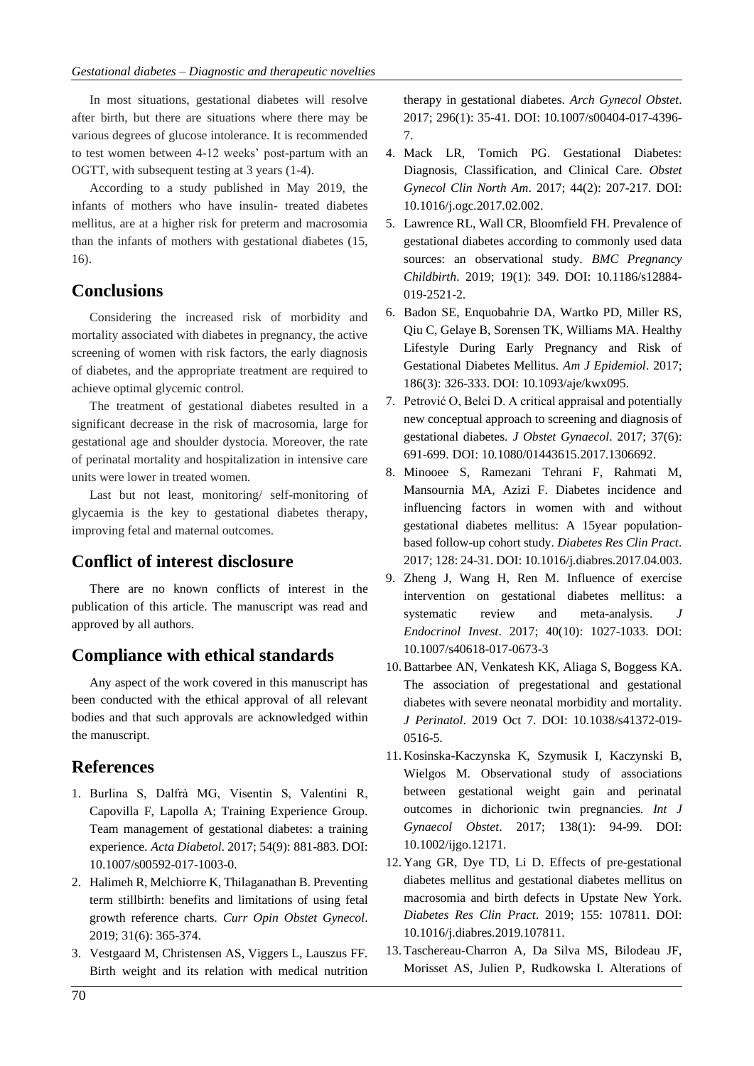In most situations, gestational diabetes will resolve after birth, but there are situations where there may be various degrees of glucose intolerance. It is recommended to test women between 4-12 weeks' post-partum with an OGTT, with subsequent testing at 3 years (1-4).

According to a study published in May 2019, the infants of mothers who have insulin- treated diabetes mellitus, are at a higher risk for preterm and macrosomia than the infants of mothers with gestational diabetes (15, 16).

## Conclusions

Considering the increased risk of morbidity and mortality associated with diabetes in pregnancy, the active screening of women with risk factors, the early diagnosis of diabetes, and the appropriate treatment are required to achieve optimal glycemic control.

The treatment of gestational diabetes resulted in a significant decrease in the risk of macrosomia, large for gestational age and shoulder dystocia. Moreover, the rate of perinatal mortality and hospitalization in intensive care units were lower in treated women.

Last but not least, monitoring/ self-monitoring of glycaemia is the key to gestational diabetes therapy, improving fetal and maternal outcomes.

## Conflict of interest disclosure

There are no known conflicts of interest in the publication of this article. The manuscript was read and approved by all authors.

## Compliance with ethical standards

Any aspect of the work covered in this manuscript has been conducted with the ethical approval of all relevant bodies and that such approvals are acknowledged within the manuscript.

## References

1. Burlina S, Dalfrà MG, Visentin S, Valentini R, Capovilla F, Lapolla A; Training Experience Group. Team management of gestational diabetes: a training experience. *Acta Diabetol*. 2017; 54(9): 881-883. DOI: 10.1007/s00592-017-1003-0.
2. Halimeh R, Melchiorre K, Thilaganathan B. Preventing term stillbirth: benefits and limitations of using fetal growth reference charts. *Curr Opin Obstet Gynecol*. 2019; 31(6): 365-374.
3. Vestgaard M, Christensen AS, Viggers L, Lauszus FF. Birth weight and its relation with medical nutrition therapy in gestational diabetes. *Arch Gynecol Obstet*. 2017; 296(1): 35-41. DOI: 10.1007/s00404-017-4396-7.
4. Mack LR, Tomich PG. Gestational Diabetes: Diagnosis, Classification, and Clinical Care. *Obstet Gynecol Clin North Am*. 2017; 44(2): 207-217. DOI: 10.1016/j.ogc.2017.02.002.
5. Lawrence RL, Wall CR, Bloomfield FH. Prevalence of gestational diabetes according to commonly used data sources: an observational study. *BMC Pregnancy Childbirth*. 2019; 19(1): 349. DOI: 10.1186/s12884-019-2521-2.
6. Badon SE, Enquobahrie DA, Wartko PD, Miller RS, Qiu C, Gelaye B, Sorensen TK, Williams MA. Healthy Lifestyle During Early Pregnancy and Risk of Gestational Diabetes Mellitus. *Am J Epidemiol*. 2017; 186(3): 326-333. DOI: 10.1093/aje/kwx095.
7. Petrović O, Belci D. A critical appraisal and potentially new conceptual approach to screening and diagnosis of gestational diabetes. *J Obstet Gynaecol*. 2017; 37(6): 691-699. DOI: 10.1080/01443615.2017.1306692.
8. Minooee S, Ramezani Tehrani F, Rahmati M, Mansournia MA, Azizi F. Diabetes incidence and influencing factors in women with and without gestational diabetes mellitus: A 15year population-based follow-up cohort study. *Diabetes Res Clin Pract*. 2017; 128: 24-31. DOI: 10.1016/j.diabres.2017.04.003.
9. Zheng J, Wang H, Ren M. Influence of exercise intervention on gestational diabetes mellitus: a systematic review and meta-analysis. *J Endocrinol Invest*. 2017; 40(10): 1027-1033. DOI: 10.1007/s40618-017-0673-3
10. Battarbee AN, Venkatesh KK, Aliaga S, Boggess KA. The association of pregestational and gestational diabetes with severe neonatal morbidity and mortality. *J Perinatol*. 2019 Oct 7. DOI: 10.1038/s41372-019-0516-5.
11. Kosinska-Kaczynska K, Szymusik I, Kaczynski B, Wielgos M. Observational study of associations between gestational weight gain and perinatal outcomes in dichorionic twin pregnancies. *Int J Gynaecol Obstet*. 2017; 138(1): 94-99. DOI: 10.1002/ijgo.12171.
12. Yang GR, Dye TD, Li D. Effects of pre-gestational diabetes mellitus and gestational diabetes mellitus on macrosomia and birth defects in Upstate New York. *Diabetes Res Clin Pract*. 2019; 155: 107811. DOI: 10.1016/j.diabres.2019.107811.
13. Taschereau-Charron A, Da Silva MS, Bilodeau JF, Morisset AS, Julien P, Rudkowska I. Alterations of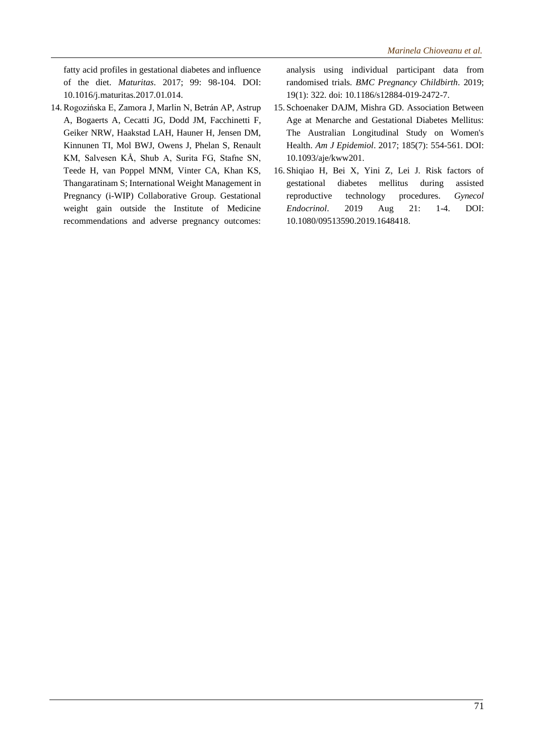fatty acid profiles in gestational diabetes and influence of the diet. *Maturitas*. 2017; 99: 98-104. DOI: 10.1016/j.maturitas.2017.01.014.

14. Rogozińska E, Zamora J, Marlin N, Betrán AP, Astrup A, Bogaerts A, Cecatti JG, Dodd JM, Facchinetti F, Geiker NRW, Haakstad LAH, Hauner H, Jensen DM, Kinnunen TI, Mol BWJ, Owens J, Phelan S, Renault KM, Salvesen KÅ, Shub A, Surita FG, Stafne SN, Teede H, van Poppel MNM, Vinter CA, Khan KS, Thangaratinam S; International Weight Management in Pregnancy (i-WIP) Collaborative Group. Gestational weight gain outside the Institute of Medicine recommendations and adverse pregnancy outcomes: analysis using individual participant data from randomised trials. *BMC Pregnancy Childbirth*. 2019; 19(1): 322. doi: 10.1186/s12884-019-2472-7.
15. Schoenaker DAJM, Mishra GD. Association Between Age at Menarche and Gestational Diabetes Mellitus: The Australian Longitudinal Study on Women's Health. *Am J Epidemiol*. 2017; 185(7): 554-561. DOI: 10.1093/aje/kww201.
16. Shiqiao H, Bei X, Yini Z, Lei J. Risk factors of gestational diabetes mellitus during assisted reproductive technology procedures. *Gynecol Endocrinol*. 2019 Aug 21: 1-4. DOI: 10.1080/09513590.2019.1648418.